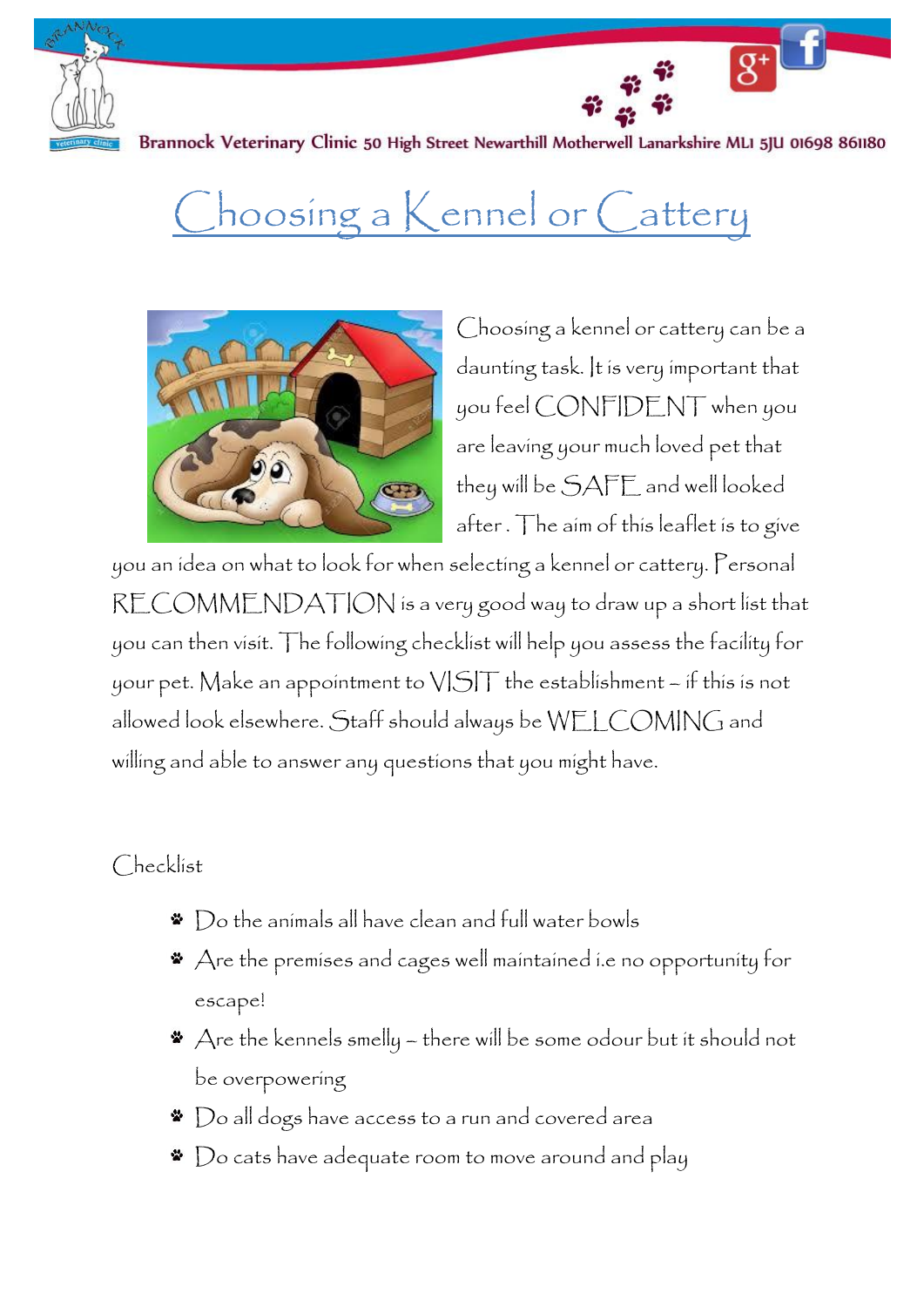Brannock Veterinary Clinic 50 High Street Newarthill Motherwell Lanarkshire ML1 5JU 01698 861180

# Choosing a Kennel or Cattery

Choosing a kennel or cattery can be a daunting task. It is very important that you feel CONFIDENT when you are leaving your much loved pet that they will be SAFE and well looked after . The aim of this leaflet is to give you an idea on what to look for when selecting a kennel or cattery. Personal RECOMMENDATION is a very good way to draw up a short list that you can then visit. The following checklist will help you assess the facility for your pet. Make an appointment to VISIT the establishment – if this is not allowed look elsewhere. Staff should always be WELCOMING and willing and able to answer any questions that you might have.

Checklist

- Do the animals all have clean and full water bowls
- Are the premises and cages well maintained i.e no opportunity for escape!
- Are the kennels smelly – there will be some odour but it should not be overpowering
- Do all dogs have access to a run and covered area
- Do cats have adequate room to move around and play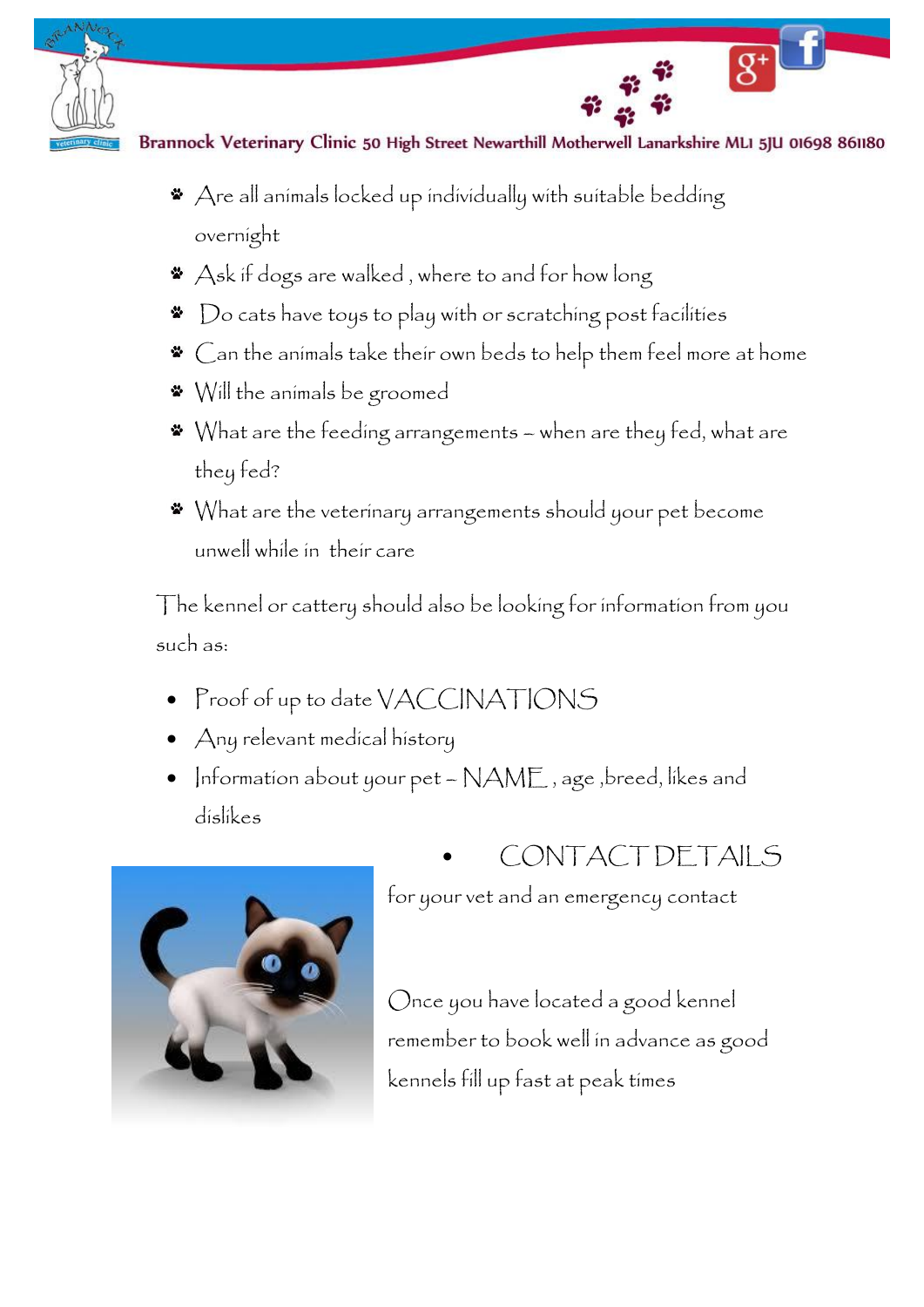- Are all animals locked up individually with suitable bedding overnight
- Ask if dogs are walked , where to and for how long
- Do cats have toys to play with or scratching post facilities
- Can the animals take their own beds to help them feel more at home
- Will the animals be groomed
- What are the feeding arrangements – when are they fed, what are they fed?
- What are the veterinary arrangements should your pet become unwell while in their care

The kennel or cattery should also be looking for information from you such as:

- Proof of up to date VACCINATIONS
- Any relevant medical history
- Information about your pet – NAME , age ,breed, likes and dislikes
- CONTACT DETAILS for your vet and an emergency contact

Once you have located a good kennel remember to book well in advance as good kennels fill up fast at peak times